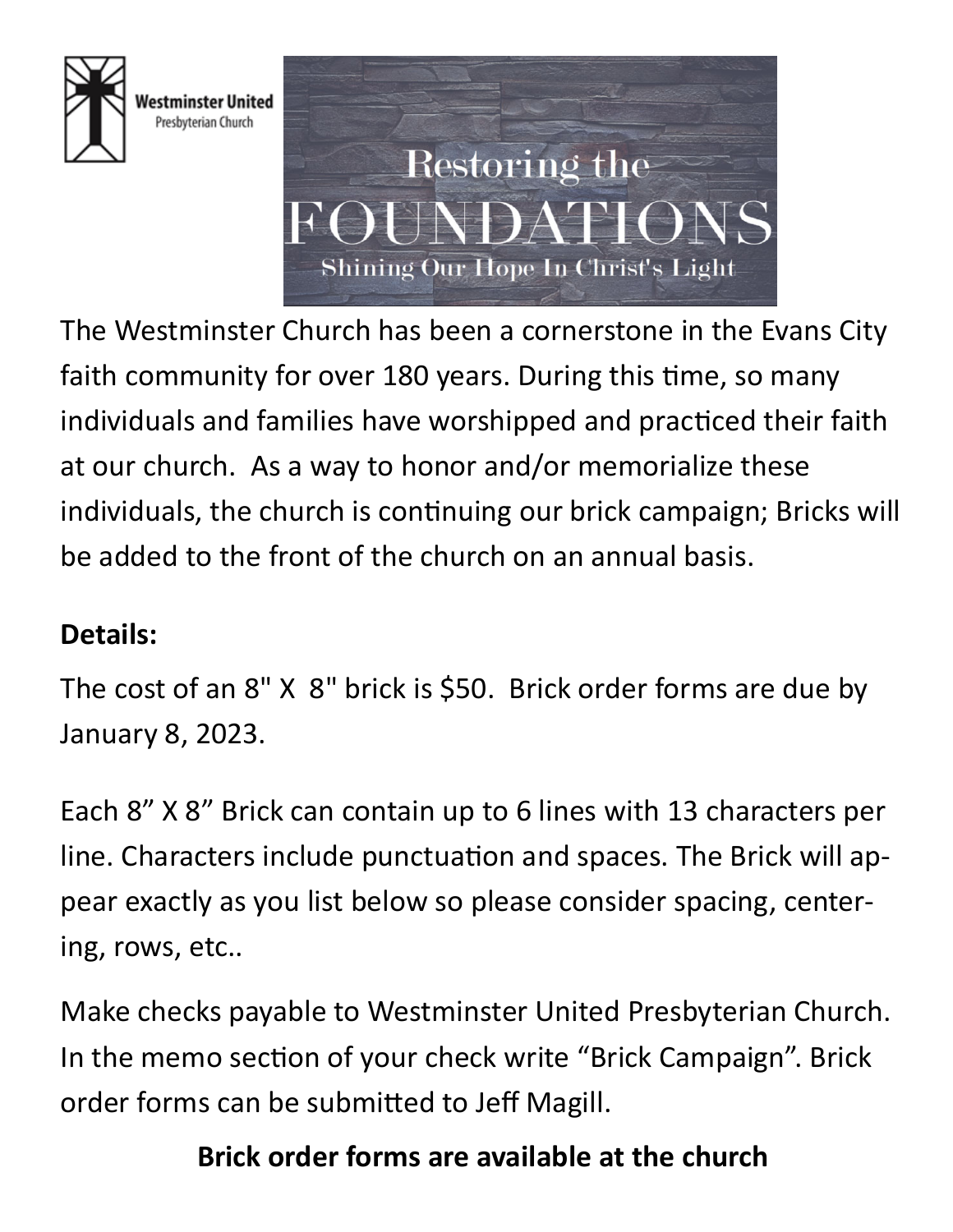Westminster United
Presbyterian Church

# Restoring the FOUNDATIONS

Shining Our Hope In Christ's Light

The Westminster Church has been a cornerstone in the Evans City faith community for over 180 years. During this time, so many individuals and families have worshipped and practiced their faith at our church. As a way to honor and/or memorialize these individuals, the church is continuing our brick campaign; Bricks will be added to the front of the church on an annual basis.

**Details:**

The cost of an 8" X 8" brick is $50. Brick order forms are due by January 8, 2023.

Each 8" X 8" Brick can contain up to 6 lines with 13 characters per line. Characters include punctuation and spaces. The Brick will appear exactly as you list below so please consider spacing, centering, rows, etc..

Make checks payable to Westminster United Presbyterian Church. In the memo section of your check write "Brick Campaign". Brick order forms can be submitted to Jeff Magill.

**Brick order forms are available at the church**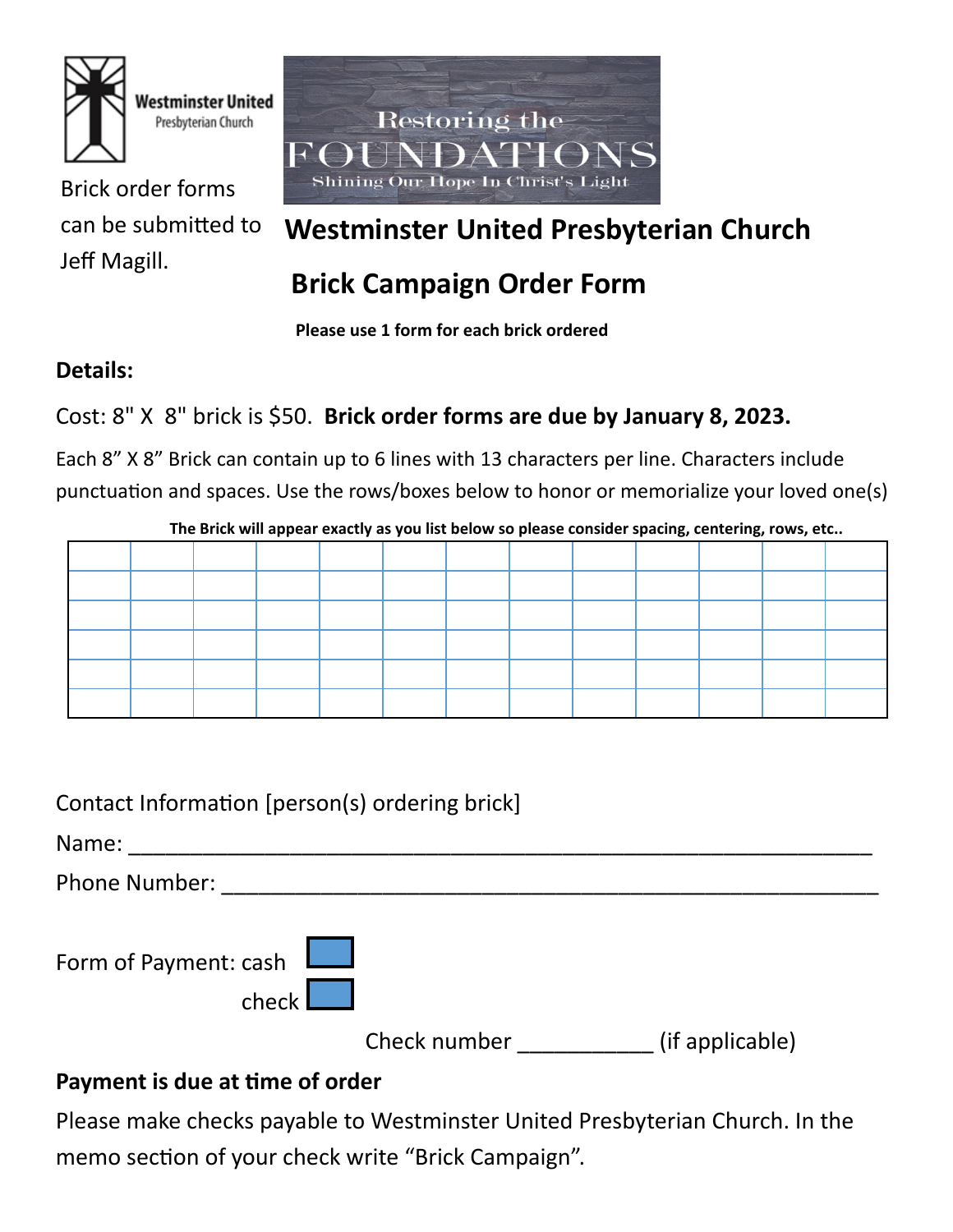Westminster United
Presbyterian Church

Restoring the
FOUNDATIONS
Shining Our Hope In Christ's Light

Brick order forms can be submitted to Jeff Magill.

# Westminster United Presbyterian Church

## Brick Campaign Order Form

**Please use 1 form for each brick ordered**

**Details:**

Cost: 8" X 8" brick is $50. **Brick order forms are due by January 8, 2023.**

Each 8" X 8" Brick can contain up to 6 lines with 13 characters per line. Characters include punctuation and spaces. Use the rows/boxes below to honor or memorialize your loved one(s)

**The Brick will appear exactly as you list below so please consider spacing, centering, rows, etc..**

| | | | | | | | | | | | | |
|---|---|---|---|---|---|---|---|---|---|---|---|---|
| | | | | | | | | | | | | |
| | | | | | | | | | | | | |
| | | | | | | | | | | | | |
| | | | | | | | | | | | | |
| | | | | | | | | | | | | |
| | | | | | | | | | | | | |

Contact Information [person(s) ordering brick]

Name: ___________________________________________________________

Phone Number: ____________________________________________________

Form of Payment: cash ☐

check ☐

Check number ___________ (if applicable)

**Payment is due at time of order**

Please make checks payable to Westminster United Presbyterian Church. In the memo section of your check write "Brick Campaign".